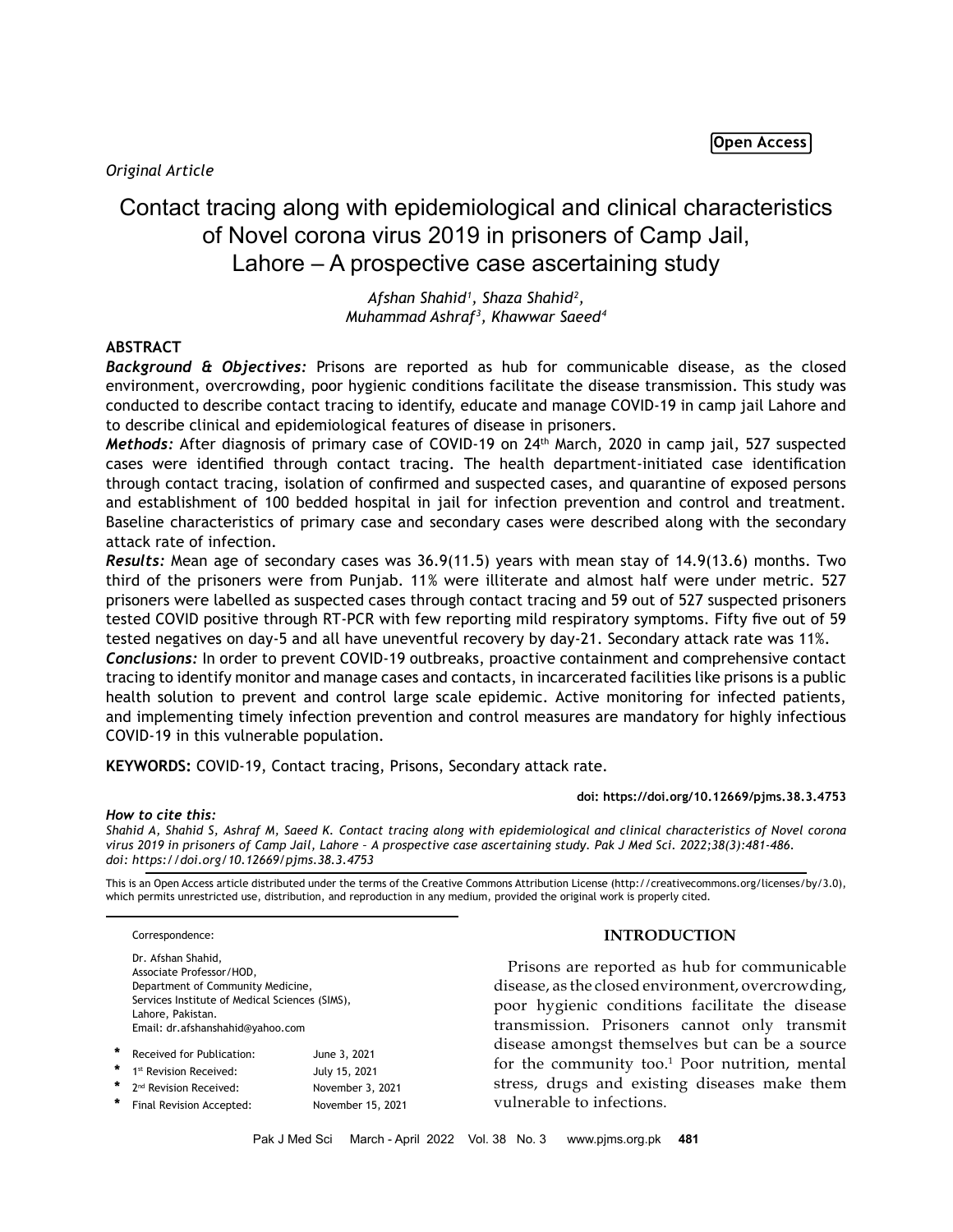Open Access

*Original Article*

# Contact tracing along with epidemiological and clinical characteristics of Novel corona virus 2019 in prisoners of Camp Jail, Lahore – A prospective case ascertaining study

*Afshan Shahid[1], Shaza Shahid[2], Muhammad Ashraf[3], Khawwar Saeed[4]*

## ABSTRACT

***Background & Objectives:*** Prisons are reported as hub for communicable disease, as the closed environment, overcrowding, poor hygienic conditions facilitate the disease transmission. This study was conducted to describe contact tracing to identify, educate and manage COVID-19 in camp jail Lahore and to describe clinical and epidemiological features of disease in prisoners.

***Methods:*** After diagnosis of primary case of COVID-19 on 24th March, 2020 in camp jail, 527 suspected cases were identified through contact tracing. The health department-initiated case identification through contact tracing, isolation of confirmed and suspected cases, and quarantine of exposed persons and establishment of 100 bedded hospital in jail for infection prevention and control and treatment. Baseline characteristics of primary case and secondary cases were described along with the secondary attack rate of infection.

***Results:*** Mean age of secondary cases was 36.9(11.5) years with mean stay of 14.9(13.6) months. Two third of the prisoners were from Punjab. 11% were illiterate and almost half were under metric. 527 prisoners were labelled as suspected cases through contact tracing and 59 out of 527 suspected prisoners tested COVID positive through RT-PCR with few reporting mild respiratory symptoms. Fifty five out of 59 tested negatives on day-5 and all have uneventful recovery by day-21. Secondary attack rate was 11%.

***Conclusions:*** In order to prevent COVID-19 outbreaks, proactive containment and comprehensive contact tracing to identify monitor and manage cases and contacts, in incarcerated facilities like prisons is a public health solution to prevent and control large scale epidemic. Active monitoring for infected patients, and implementing timely infection prevention and control measures are mandatory for highly infectious COVID-19 in this vulnerable population.

**KEYWORDS:** COVID-19, Contact tracing, Prisons, Secondary attack rate.

**doi: https://doi.org/10.12669/pjms.38.3.4753**

***How to cite this:***
*Shahid A, Shahid S, Ashraf M, Saeed K. Contact tracing along with epidemiological and clinical characteristics of Novel corona virus 2019 in prisoners of Camp Jail, Lahore – A prospective case ascertaining study. Pak J Med Sci. 2022;38(3):481-486. doi: https://doi.org/10.12669/pjms.38.3.4753*

This is an Open Access article distributed under the terms of the Creative Commons Attribution License (http://creativecommons.org/licenses/by/3.0), which permits unrestricted use, distribution, and reproduction in any medium, provided the original work is properly cited.

Correspondence:

Dr. Afshan Shahid,
Associate Professor/HOD,
Department of Community Medicine,
Services Institute of Medical Sciences (SIMS),
Lahore, Pakistan.
Email: dr.afshanshahid@yahoo.com

| | | |
|---|---|---|
| * | Received for Publication: | June 3, 2021 |
| * | 1st Revision Received: | July 15, 2021 |
| * | 2nd Revision Received: | November 3, 2021 |
| * | Final Revision Accepted: | November 15, 2021 |

## INTRODUCTION

Prisons are reported as hub for communicable disease, as the closed environment, overcrowding, poor hygienic conditions facilitate the disease transmission. Prisoners cannot only transmit disease amongst themselves but can be a source for the community too.[1] Poor nutrition, mental stress, drugs and existing diseases make them vulnerable to infections.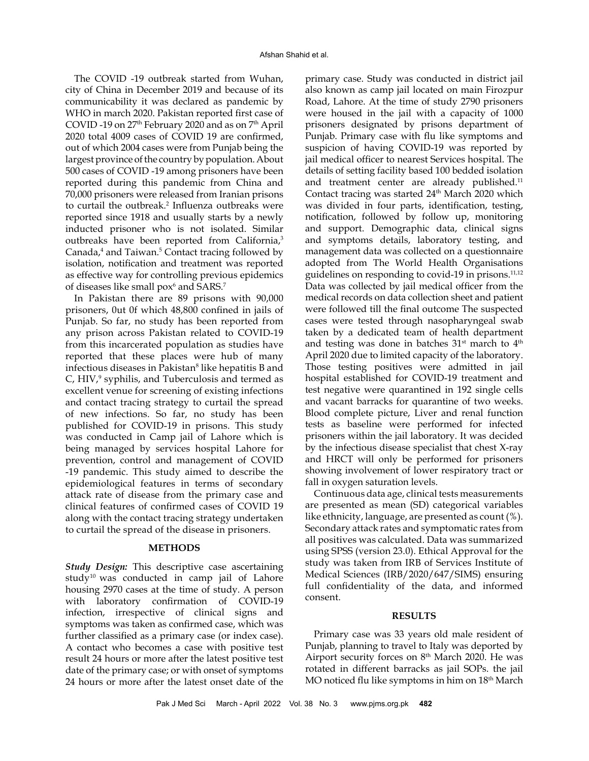The COVID -19 outbreak started from Wuhan, city of China in December 2019 and because of its communicability it was declared as pandemic by WHO in march 2020. Pakistan reported first case of COVID -19 on 27th February 2020 and as on 7th April 2020 total 4009 cases of COVID 19 are confirmed, out of which 2004 cases were from Punjab being the largest province of the country by population. About 500 cases of COVID -19 among prisoners have been reported during this pandemic from China and 70,000 prisoners were released from Iranian prisons to curtail the outbreak.[2] Influenza outbreaks were reported since 1918 and usually starts by a newly inducted prisoner who is not isolated. Similar outbreaks have been reported from California,[3] Canada,[4] and Taiwan.[5] Contact tracing followed by isolation, notification and treatment was reported as effective way for controlling previous epidemics of diseases like small pox[6] and SARS.[7]

In Pakistan there are 89 prisons with 90,000 prisoners, 0ut 0f which 48,800 confined in jails of Punjab. So far, no study has been reported from any prison across Pakistan related to COVID-19 from this incarcerated population as studies have reported that these places were hub of many infectious diseases in Pakistan[8] like hepatitis B and C, HIV,[9] syphilis, and Tuberculosis and termed as excellent venue for screening of existing infections and contact tracing strategy to curtail the spread of new infections. So far, no study has been published for COVID-19 in prisons. This study was conducted in Camp jail of Lahore which is being managed by services hospital Lahore for prevention, control and management of COVID -19 pandemic. This study aimed to describe the epidemiological features in terms of secondary attack rate of disease from the primary case and clinical features of confirmed cases of COVID 19 along with the contact tracing strategy undertaken to curtail the spread of the disease in prisoners.

## METHODS

***Study Design:*** This descriptive case ascertaining study[10] was conducted in camp jail of Lahore housing 2970 cases at the time of study. A person with laboratory confirmation of COVID-19 infection, irrespective of clinical signs and symptoms was taken as confirmed case, which was further classified as a primary case (or index case). A contact who becomes a case with positive test result 24 hours or more after the latest positive test date of the primary case; or with onset of symptoms 24 hours or more after the latest onset date of the primary case. Study was conducted in district jail also known as camp jail located on main Firozpur Road, Lahore. At the time of study 2790 prisoners were housed in the jail with a capacity of 1000 prisoners designated by prisons department of Punjab. Primary case with flu like symptoms and suspicion of having COVID-19 was reported by jail medical officer to nearest Services hospital. The details of setting facility based 100 bedded isolation and treatment center are already published.[11] Contact tracing was started 24th March 2020 which was divided in four parts, identification, testing, notification, followed by follow up, monitoring and support. Demographic data, clinical signs and symptoms details, laboratory testing, and management data was collected on a questionnaire adopted from The World Health Organisations guidelines on responding to covid-19 in prisons.[11,12] Data was collected by jail medical officer from the medical records on data collection sheet and patient were followed till the final outcome The suspected cases were tested through nasopharyngeal swab taken by a dedicated team of health department and testing was done in batches 31st march to 4th April 2020 due to limited capacity of the laboratory. Those testing positives were admitted in jail hospital established for COVID-19 treatment and test negative were quarantined in 192 single cells and vacant barracks for quarantine of two weeks. Blood complete picture, Liver and renal function tests as baseline were performed for infected prisoners within the jail laboratory. It was decided by the infectious disease specialist that chest X-ray and HRCT will only be performed for prisoners showing involvement of lower respiratory tract or fall in oxygen saturation levels.

Continuous data age, clinical tests measurements are presented as mean (SD) categorical variables like ethnicity, language, are presented as count (%). Secondary attack rates and symptomatic rates from all positives was calculated. Data was summarized using SPSS (version 23.0). Ethical Approval for the study was taken from IRB of Services Institute of Medical Sciences (IRB/2020/647/SIMS) ensuring full confidentiality of the data, and informed consent.

## RESULTS

Primary case was 33 years old male resident of Punjab, planning to travel to Italy was deported by Airport security forces on 8th March 2020. He was rotated in different barracks as jail SOPs. the jail MO noticed flu like symptoms in him on 18th March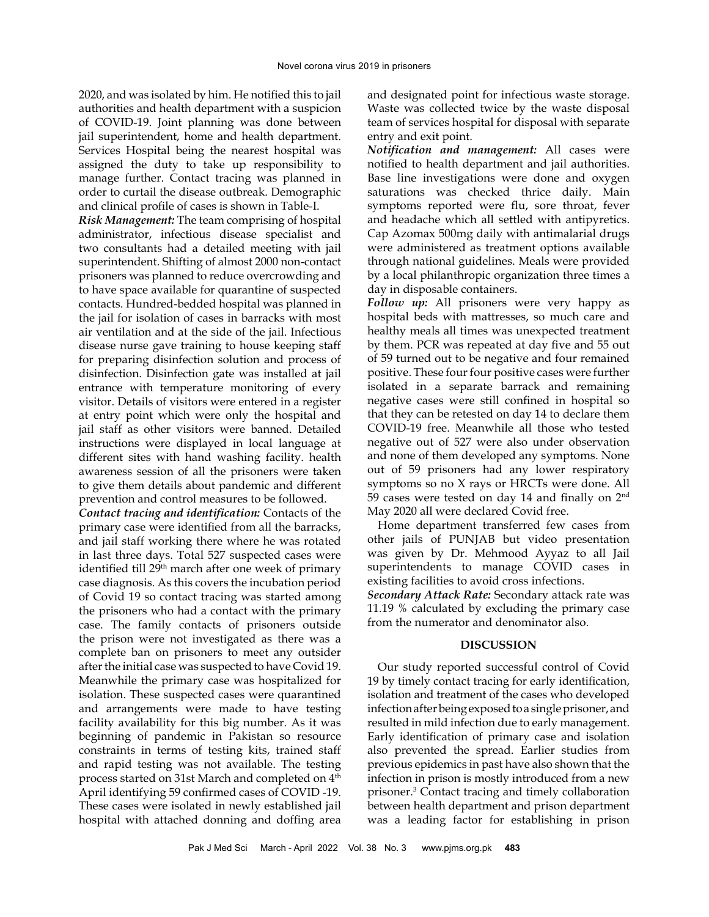2020, and was isolated by him. He notified this to jail authorities and health department with a suspicion of COVID-19. Joint planning was done between jail superintendent, home and health department. Services Hospital being the nearest hospital was assigned the duty to take up responsibility to manage further. Contact tracing was planned in order to curtail the disease outbreak. Demographic and clinical profile of cases is shown in Table-I.

***Risk Management:*** The team comprising of hospital administrator, infectious disease specialist and two consultants had a detailed meeting with jail superintendent. Shifting of almost 2000 non-contact prisoners was planned to reduce overcrowding and to have space available for quarantine of suspected contacts. Hundred-bedded hospital was planned in the jail for isolation of cases in barracks with most air ventilation and at the side of the jail. Infectious disease nurse gave training to house keeping staff for preparing disinfection solution and process of disinfection. Disinfection gate was installed at jail entrance with temperature monitoring of every visitor. Details of visitors were entered in a register at entry point which were only the hospital and jail staff as other visitors were banned. Detailed instructions were displayed in local language at different sites with hand washing facility. health awareness session of all the prisoners were taken to give them details about pandemic and different prevention and control measures to be followed.

***Contact tracing and identification:*** Contacts of the primary case were identified from all the barracks, and jail staff working there where he was rotated in last three days. Total 527 suspected cases were identified till 29th march after one week of primary case diagnosis. As this covers the incubation period of Covid 19 so contact tracing was started among the prisoners who had a contact with the primary case. The family contacts of prisoners outside the prison were not investigated as there was a complete ban on prisoners to meet any outsider after the initial case was suspected to have Covid 19. Meanwhile the primary case was hospitalized for isolation. These suspected cases were quarantined and arrangements were made to have testing facility availability for this big number. As it was beginning of pandemic in Pakistan so resource constraints in terms of testing kits, trained staff and rapid testing was not available. The testing process started on 31st March and completed on 4th April identifying 59 confirmed cases of COVID -19. These cases were isolated in newly established jail hospital with attached donning and doffing area and designated point for infectious waste storage. Waste was collected twice by the waste disposal team of services hospital for disposal with separate entry and exit point.

***Notification and management:*** All cases were notified to health department and jail authorities. Base line investigations were done and oxygen saturations was checked thrice daily. Main symptoms reported were flu, sore throat, fever and headache which all settled with antipyretics. Cap Azomax 500mg daily with antimalarial drugs were administered as treatment options available through national guidelines. Meals were provided by a local philanthropic organization three times a day in disposable containers.

***Follow up:*** All prisoners were very happy as hospital beds with mattresses, so much care and healthy meals all times was unexpected treatment by them. PCR was repeated at day five and 55 out of 59 turned out to be negative and four remained positive. These four four positive cases were further isolated in a separate barrack and remaining negative cases were still confined in hospital so that they can be retested on day 14 to declare them COVID-19 free. Meanwhile all those who tested negative out of 527 were also under observation and none of them developed any symptoms. None out of 59 prisoners had any lower respiratory symptoms so no X rays or HRCTs were done. All 59 cases were tested on day 14 and finally on 2nd May 2020 all were declared Covid free.

Home department transferred few cases from other jails of PUNJAB but video presentation was given by Dr. Mehmood Ayyaz to all Jail superintendents to manage COVID cases in existing facilities to avoid cross infections.

***Secondary Attack Rate:*** Secondary attack rate was 11.19 % calculated by excluding the primary case from the numerator and denominator also.

## DISCUSSION

Our study reported successful control of Covid 19 by timely contact tracing for early identification, isolation and treatment of the cases who developed infection after being exposed to a single prisoner, and resulted in mild infection due to early management. Early identification of primary case and isolation also prevented the spread. Earlier studies from previous epidemics in past have also shown that the infection in prison is mostly introduced from a new prisoner.[3] Contact tracing and timely collaboration between health department and prison department was a leading factor for establishing in prison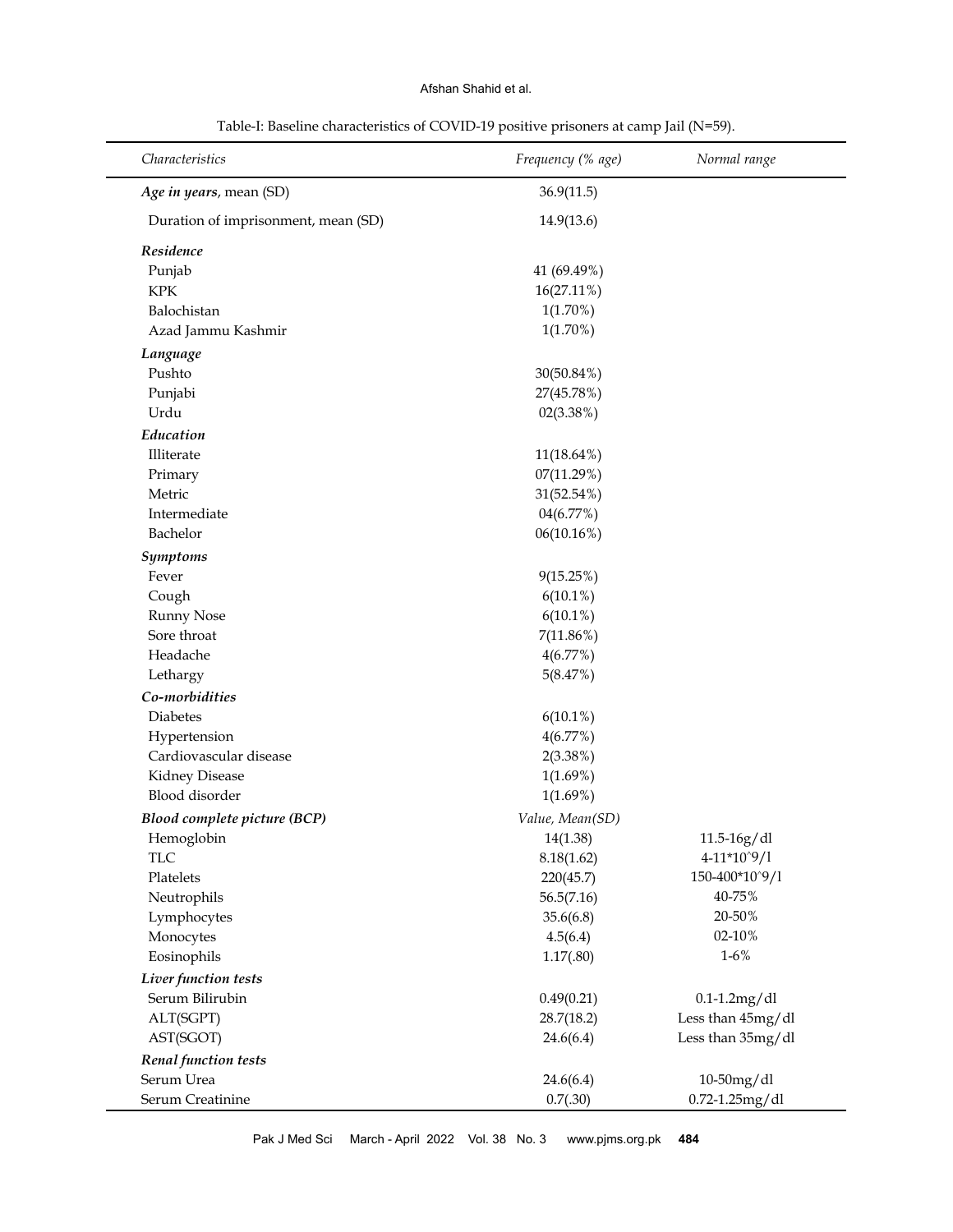Table-I: Baseline characteristics of COVID-19 positive prisoners at camp Jail (N=59).

| *Characteristics* | *Frequency (% age)* | *Normal range* |
|---|---|---|
| ***Age in years***, mean (SD) | 36.9(11.5) | |
| Duration of imprisonment, mean (SD) | 14.9(13.6) | |
| ***Residence*** | | |
| Punjab | 41 (69.49%) | |
| KPK | 16(27.11%) | |
| Balochistan | 1(1.70%) | |
| Azad Jammu Kashmir | 1(1.70%) | |
| ***Language*** | | |
| Pushto | 30(50.84%) | |
| Punjabi | 27(45.78%) | |
| Urdu | 02(3.38%) | |
| ***Education*** | | |
| Illiterate | 11(18.64%) | |
| Primary | 07(11.29%) | |
| Metric | 31(52.54%) | |
| Intermediate | 04(6.77%) | |
| Bachelor | 06(10.16%) | |
| ***Symptoms*** | | |
| Fever | 9(15.25%) | |
| Cough | 6(10.1%) | |
| Runny Nose | 6(10.1%) | |
| Sore throat | 7(11.86%) | |
| Headache | 4(6.77%) | |
| Lethargy | 5(8.47%) | |
| ***Co-morbidities*** | | |
| Diabetes | 6(10.1%) | |
| Hypertension | 4(6.77%) | |
| Cardiovascular disease | 2(3.38%) | |
| Kidney Disease | 1(1.69%) | |
| Blood disorder | 1(1.69%) | |
| ***Blood complete picture (BCP)*** | *Value, Mean(SD)* | |
| Hemoglobin | 14(1.38) | 11.5-16g/dl |
| TLC | 8.18(1.62) | 4-11*10^9/l |
| Platelets | 220(45.7) | 150-400*10^9/l |
| Neutrophils | 56.5(7.16) | 40-75% |
| Lymphocytes | 35.6(6.8) | 20-50% |
| Monocytes | 4.5(6.4) | 02-10% |
| Eosinophils | 1.17(.80) | 1-6% |
| ***Liver function tests*** | | |
| Serum Bilirubin | 0.49(0.21) | 0.1-1.2mg/dl |
| ALT(SGPT) | 28.7(18.2) | Less than 45mg/dl |
| AST(SGOT) | 24.6(6.4) | Less than 35mg/dl |
| ***Renal function tests*** | | |
| Serum Urea | 24.6(6.4) | 10-50mg/dl |
| Serum Creatinine | 0.7(.30) | 0.72-1.25mg/dl |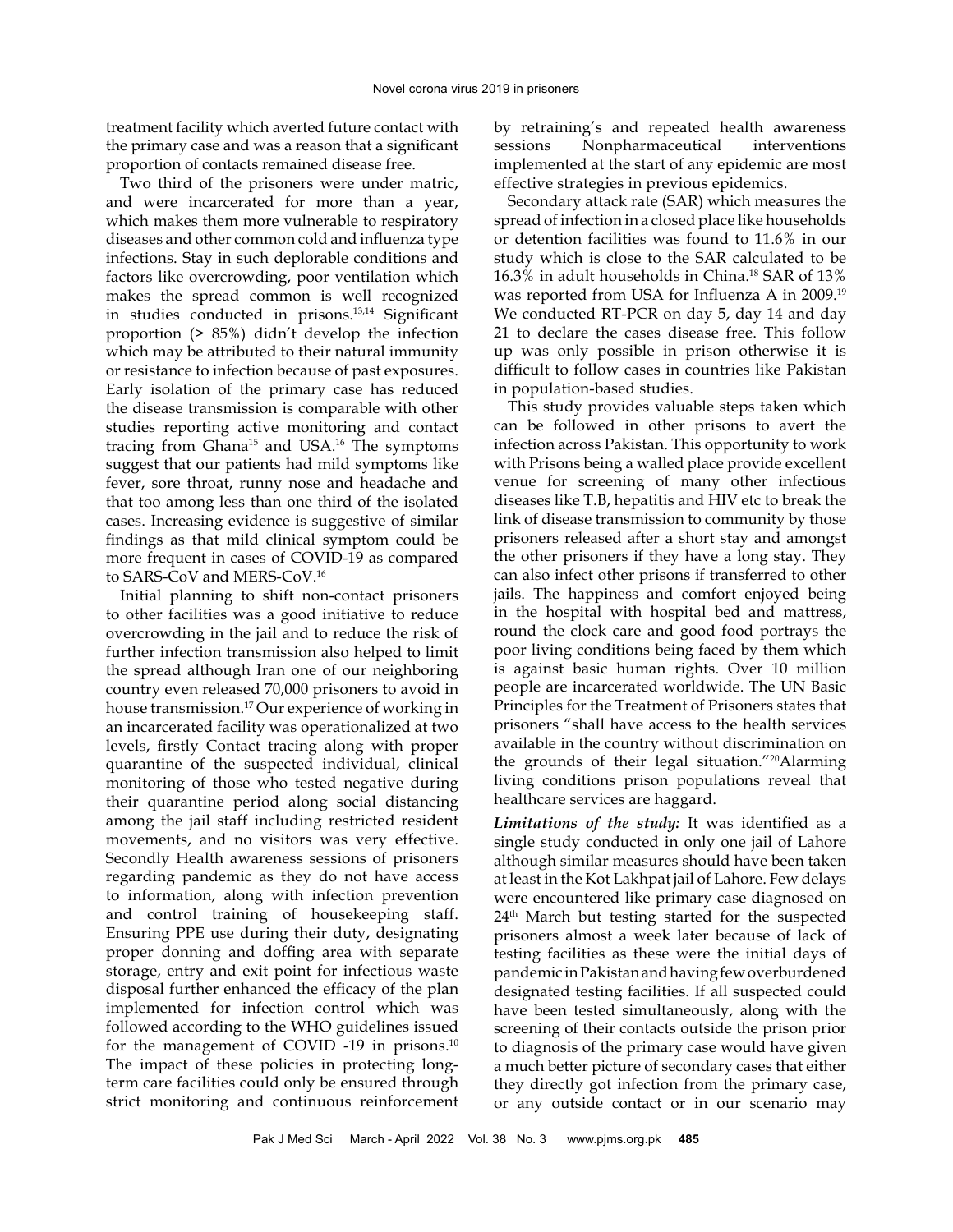treatment facility which averted future contact with the primary case and was a reason that a significant proportion of contacts remained disease free.

Two third of the prisoners were under matric, and were incarcerated for more than a year, which makes them more vulnerable to respiratory diseases and other common cold and influenza type infections. Stay in such deplorable conditions and factors like overcrowding, poor ventilation which makes the spread common is well recognized in studies conducted in prisons.[13,14] Significant proportion (> 85%) didn't develop the infection which may be attributed to their natural immunity or resistance to infection because of past exposures. Early isolation of the primary case has reduced the disease transmission is comparable with other studies reporting active monitoring and contact tracing from Ghana[15] and USA.[16] The symptoms suggest that our patients had mild symptoms like fever, sore throat, runny nose and headache and that too among less than one third of the isolated cases. Increasing evidence is suggestive of similar findings as that mild clinical symptom could be more frequent in cases of COVID-19 as compared to SARS-CoV and MERS-CoV.[16]

Initial planning to shift non-contact prisoners to other facilities was a good initiative to reduce overcrowding in the jail and to reduce the risk of further infection transmission also helped to limit the spread although Iran one of our neighboring country even released 70,000 prisoners to avoid in house transmission.[17] Our experience of working in an incarcerated facility was operationalized at two levels, firstly Contact tracing along with proper quarantine of the suspected individual, clinical monitoring of those who tested negative during their quarantine period along social distancing among the jail staff including restricted resident movements, and no visitors was very effective. Secondly Health awareness sessions of prisoners regarding pandemic as they do not have access to information, along with infection prevention and control training of housekeeping staff. Ensuring PPE use during their duty, designating proper donning and doffing area with separate storage, entry and exit point for infectious waste disposal further enhanced the efficacy of the plan implemented for infection control which was followed according to the WHO guidelines issued for the management of COVID -19 in prisons.[10] The impact of these policies in protecting long-term care facilities could only be ensured through strict monitoring and continuous reinforcement by retraining's and repeated health awareness sessions Nonpharmaceutical interventions implemented at the start of any epidemic are most effective strategies in previous epidemics.

Secondary attack rate (SAR) which measures the spread of infection in a closed place like households or detention facilities was found to 11.6% in our study which is close to the SAR calculated to be 16.3% in adult households in China.[18] SAR of 13% was reported from USA for Influenza A in 2009.[19] We conducted RT-PCR on day 5, day 14 and day 21 to declare the cases disease free. This follow up was only possible in prison otherwise it is difficult to follow cases in countries like Pakistan in population-based studies.

This study provides valuable steps taken which can be followed in other prisons to avert the infection across Pakistan. This opportunity to work with Prisons being a walled place provide excellent venue for screening of many other infectious diseases like T.B, hepatitis and HIV etc to break the link of disease transmission to community by those prisoners released after a short stay and amongst the other prisoners if they have a long stay. They can also infect other prisons if transferred to other jails. The happiness and comfort enjoyed being in the hospital with hospital bed and mattress, round the clock care and good food portrays the poor living conditions being faced by them which is against basic human rights. Over 10 million people are incarcerated worldwide. The UN Basic Principles for the Treatment of Prisoners states that prisoners "shall have access to the health services available in the country without discrimination on the grounds of their legal situation."[20] Alarming living conditions prison populations reveal that healthcare services are haggard.

***Limitations of the study:*** It was identified as a single study conducted in only one jail of Lahore although similar measures should have been taken at least in the Kot Lakhpat jail of Lahore. Few delays were encountered like primary case diagnosed on 24th March but testing started for the suspected prisoners almost a week later because of lack of testing facilities as these were the initial days of pandemic in Pakistan and having few overburdened designated testing facilities. If all suspected could have been tested simultaneously, along with the screening of their contacts outside the prison prior to diagnosis of the primary case would have given a much better picture of secondary cases that either they directly got infection from the primary case, or any outside contact or in our scenario may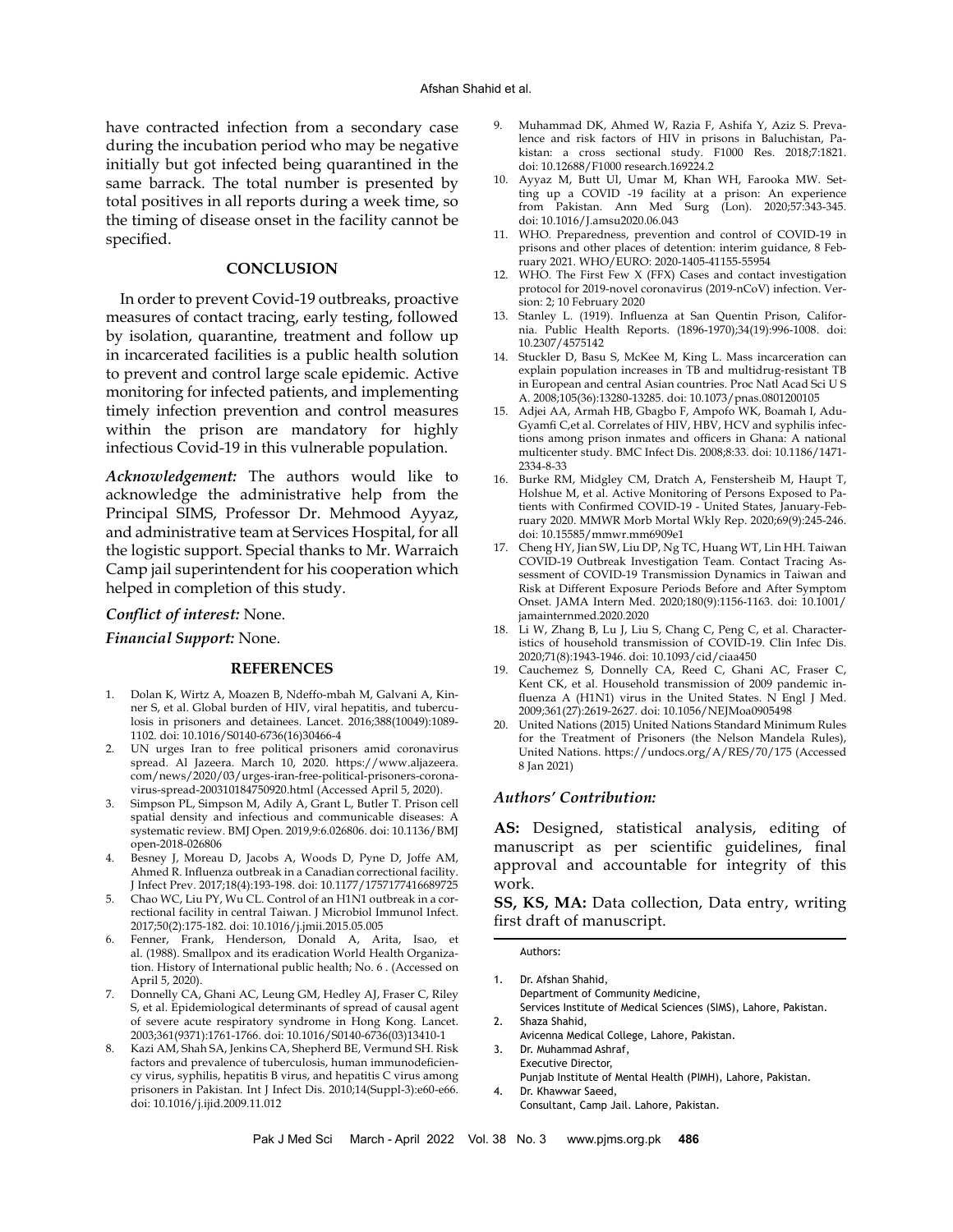have contracted infection from a secondary case during the incubation period who may be negative initially but got infected being quarantined in the same barrack. The total number is presented by total positives in all reports during a week time, so the timing of disease onset in the facility cannot be specified.

## CONCLUSION

In order to prevent Covid-19 outbreaks, proactive measures of contact tracing, early testing, followed by isolation, quarantine, treatment and follow up in incarcerated facilities is a public health solution to prevent and control large scale epidemic. Active monitoring for infected patients, and implementing timely infection prevention and control measures within the prison are mandatory for highly infectious Covid-19 in this vulnerable population.

***Acknowledgement:*** The authors would like to acknowledge the administrative help from the Principal SIMS, Professor Dr. Mehmood Ayyaz, and administrative team at Services Hospital, for all the logistic support. Special thanks to Mr. Warraich Camp jail superintendent for his cooperation which helped in completion of this study.

***Conflict of interest:*** None.

***Financial Support:*** None.

## REFERENCES

1. Dolan K, Wirtz A, Moazen B, Ndeffo-mbah M, Galvani A, Kinner S, et al. Global burden of HIV, viral hepatitis, and tuberculosis in prisoners and detainees. Lancet. 2016;388(10049):1089-1102. doi: 10.1016/S0140-6736(16)30466-4
2. UN urges Iran to free political prisoners amid coronavirus spread. Al Jazeera. March 10, 2020. https://www.aljazeera.com/news/2020/03/urges-iran-free-political-prisoners-coronavirus-spread-200310184750920.html (Accessed April 5, 2020).
3. Simpson PL, Simpson M, Adily A, Grant L, Butler T. Prison cell spatial density and infectious and communicable diseases: A systematic review. BMJ Open. 2019,9:6.026806. doi: 10.1136/BMJ open-2018-026806
4. Besney J, Moreau D, Jacobs A, Woods D, Pyne D, Joffe AM, Ahmed R. Influenza outbreak in a Canadian correctional facility. J Infect Prev. 2017;18(4):193-198. doi: 10.1177/1757177416689725
5. Chao WC, Liu PY, Wu CL. Control of an H1N1 outbreak in a correctional facility in central Taiwan. J Microbiol Immunol Infect. 2017;50(2):175-182. doi: 10.1016/j.jmii.2015.05.005
6. Fenner, Frank, Henderson, Donald A, Arita, Isao, et al. (1988). Smallpox and its eradication World Health Organization. History of International public health; No. 6 . (Accessed on April 5, 2020).
7. Donnelly CA, Ghani AC, Leung GM, Hedley AJ, Fraser C, Riley S, et al. Epidemiological determinants of spread of causal agent of severe acute respiratory syndrome in Hong Kong. Lancet. 2003;361(9371):1761-1766. doi: 10.1016/S0140-6736(03)13410-1
8. Kazi AM, Shah SA, Jenkins CA, Shepherd BE, Vermund SH. Risk factors and prevalence of tuberculosis, human immunodeficiency virus, syphilis, hepatitis B virus, and hepatitis C virus among prisoners in Pakistan. Int J Infect Dis. 2010;14(Suppl-3):e60-e66. doi: 10.1016/j.ijid.2009.11.012
9. Muhammad DK, Ahmed W, Razia F, Ashifa Y, Aziz S. Prevalence and risk factors of HIV in prisons in Baluchistan, Pakistan: a cross sectional study. F1000 Res. 2018;7:1821. doi: 10.12688/F1000 research.169224.2
10. Ayyaz M, Butt Ul, Umar M, Khan WH, Farooka MW. Setting up a COVID -19 facility at a prison: An experience from Pakistan. Ann Med Surg (Lon). 2020;57:343-345. doi: 10.1016/J.amsu2020.06.043
11. WHO. Preparedness, prevention and control of COVID-19 in prisons and other places of detention: interim guidance, 8 February 2021. WHO/EURO: 2020-1405-41155-55954
12. WHO. The First Few X (FFX) Cases and contact investigation protocol for 2019-novel coronavirus (2019-nCoV) infection. Version: 2; 10 February 2020
13. Stanley L. (1919). Influenza at San Quentin Prison, California. Public Health Reports. (1896-1970);34(19):996-1008. doi: 10.2307/4575142
14. Stuckler D, Basu S, McKee M, King L. Mass incarceration can explain population increases in TB and multidrug-resistant TB in European and central Asian countries. Proc Natl Acad Sci U S A. 2008;105(36):13280-13285. doi: 10.1073/pnas.0801200105
15. Adjei AA, Armah HB, Gbagbo F, Ampofo WK, Boamah I, Adu-Gyamfi C,et al. Correlates of HIV, HBV, HCV and syphilis infections among prison inmates and officers in Ghana: A national multicenter study. BMC Infect Dis. 2008;8:33. doi: 10.1186/1471-2334-8-33
16. Burke RM, Midgley CM, Dratch A, Fenstersheib M, Haupt T, Holshue M, et al. Active Monitoring of Persons Exposed to Patients with Confirmed COVID-19 - United States, January-February 2020. MMWR Morb Mortal Wkly Rep. 2020;69(9):245-246. doi: 10.15585/mmwr.mm6909e1
17. Cheng HY, Jian SW, Liu DP, Ng TC, Huang WT, Lin HH. Taiwan COVID-19 Outbreak Investigation Team. Contact Tracing Assessment of COVID-19 Transmission Dynamics in Taiwan and Risk at Different Exposure Periods Before and After Symptom Onset. JAMA Intern Med. 2020;180(9):1156-1163. doi: 10.1001/jamainternmed.2020.2020
18. Li W, Zhang B, Lu J, Liu S, Chang C, Peng C, et al. Characteristics of household transmission of COVID-19. Clin Infec Dis. 2020;71(8):1943-1946. doi: 10.1093/cid/ciaa450
19. Cauchemez S, Donnelly CA, Reed C, Ghani AC, Fraser C, Kent CK, et al. Household transmission of 2009 pandemic influenza A (H1N1) virus in the United States. N Engl J Med. 2009;361(27):2619-2627. doi: 10.1056/NEJMoa0905498
20. United Nations (2015) United Nations Standard Minimum Rules for the Treatment of Prisoners (the Nelson Mandela Rules), United Nations. https://undocs.org/A/RES/70/175 (Accessed 8 Jan 2021)

### *Authors' Contribution:*

**AS:** Designed, statistical analysis, editing of manuscript as per scientific guidelines, final approval and accountable for integrity of this work.

**SS, KS, MA:** Data collection, Data entry, writing first draft of manuscript.

---

Authors:

1. Dr. Afshan Shahid,
   Department of Community Medicine,
   Services Institute of Medical Sciences (SIMS), Lahore, Pakistan.
2. Shaza Shahid,
   Avicenna Medical College, Lahore, Pakistan.
3. Dr. Muhammad Ashraf,
   Executive Director,
   Punjab Institute of Mental Health (PIMH), Lahore, Pakistan.
4. Dr. Khawwar Saeed,
   Consultant, Camp Jail. Lahore, Pakistan.